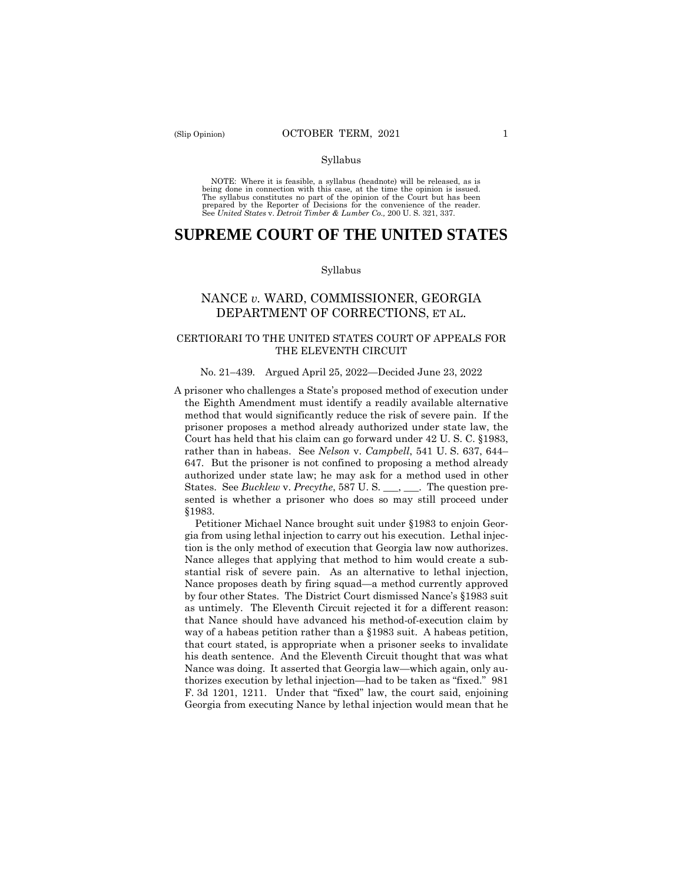# SUPREME COURT OF THE UNITED STATES

Syllabus

NOTE: Where it is feasible, a syllabus (headnote) will be released, as is being done in connection with this case, at the time the opinion is issued. The syllabus constitutes no part of the opinion of the Court but has been prepared by the Reporter of Decisions for the convenience of the reader. See *United States* v. *Detroit Timber & Lumber Co.,* 200 U. S. 321, 337.

## NANCE *v.* WARD, COMMISSIONER, GEORGIA DEPARTMENT OF CORRECTIONS, ET AL.

### CERTIORARI TO THE UNITED STATES COURT OF APPEALS FOR THE ELEVENTH CIRCUIT

No. 21–439. Argued April 25, 2022—Decided June 23, 2022

A prisoner who challenges a State's proposed method of execution under the Eighth Amendment must identify a readily available alternative method that would significantly reduce the risk of severe pain. If the prisoner proposes a method already authorized under state law, the Court has held that his claim can go forward under 42 U. S. C. §1983, rather than in habeas. See *Nelson* v. *Campbell*, 541 U. S. 637, 644–647. But the prisoner is not confined to proposing a method already authorized under state law; he may ask for a method used in other States. See *Bucklew* v. *Precythe*, 587 U. S. ___, ___. The question presented is whether a prisoner who does so may still proceed under §1983.

Petitioner Michael Nance brought suit under §1983 to enjoin Georgia from using lethal injection to carry out his execution. Lethal injection is the only method of execution that Georgia law now authorizes. Nance alleges that applying that method to him would create a substantial risk of severe pain. As an alternative to lethal injection, Nance proposes death by firing squad—a method currently approved by four other States. The District Court dismissed Nance's §1983 suit as untimely. The Eleventh Circuit rejected it for a different reason: that Nance should have advanced his method-of-execution claim by way of a habeas petition rather than a §1983 suit. A habeas petition, that court stated, is appropriate when a prisoner seeks to invalidate his death sentence. And the Eleventh Circuit thought that was what Nance was doing. It asserted that Georgia law—which again, only authorizes execution by lethal injection—had to be taken as "fixed." 981 F. 3d 1201, 1211. Under that "fixed" law, the court said, enjoining Georgia from executing Nance by lethal injection would mean that he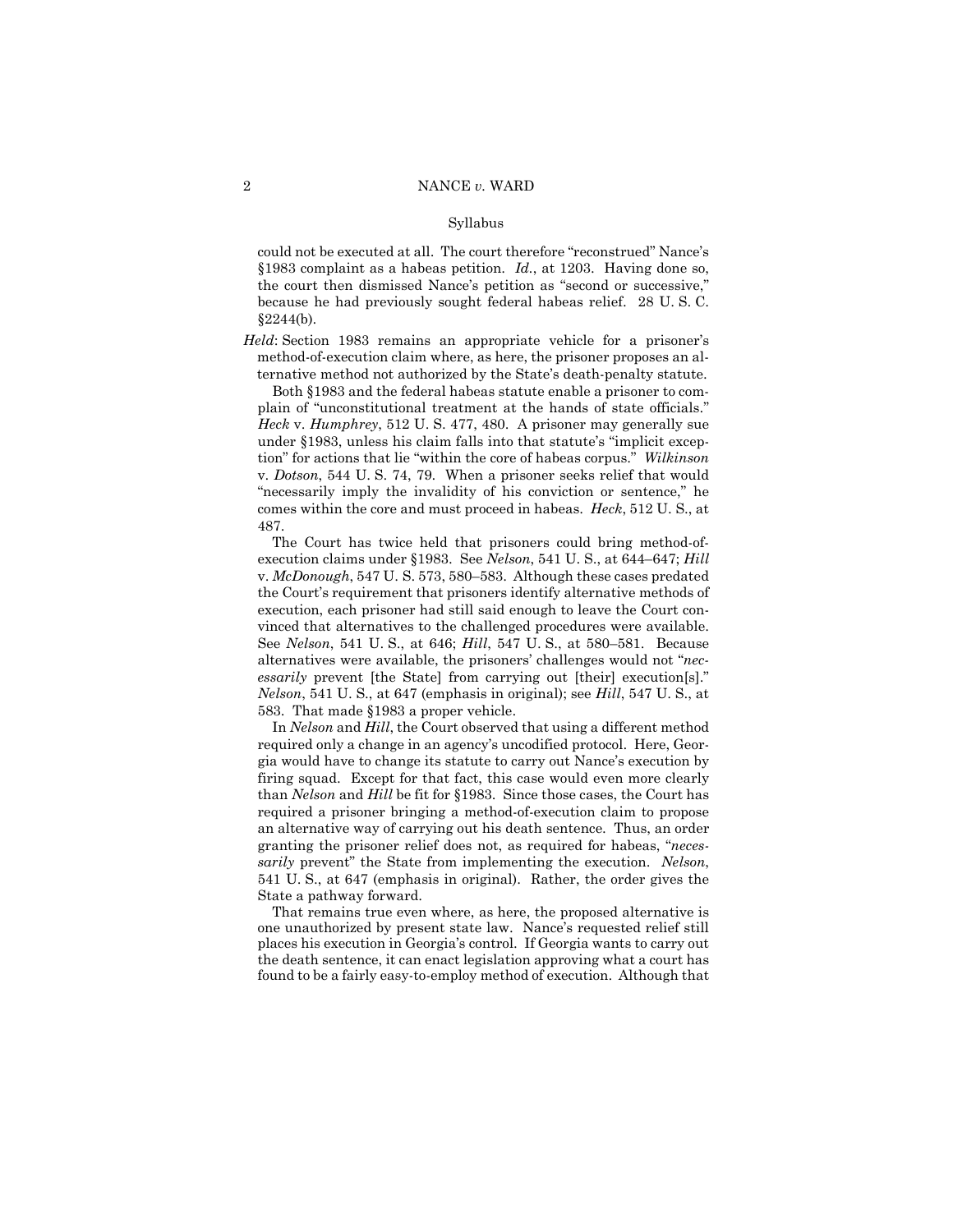could not be executed at all. The court therefore "reconstrued" Nance's §1983 complaint as a habeas petition. *Id.*, at 1203. Having done so, the court then dismissed Nance's petition as "second or successive," because he had previously sought federal habeas relief. 28 U. S. C. §2244(b).

*Held*: Section 1983 remains an appropriate vehicle for a prisoner's method-of-execution claim where, as here, the prisoner proposes an alternative method not authorized by the State's death-penalty statute.

Both §1983 and the federal habeas statute enable a prisoner to complain of "unconstitutional treatment at the hands of state officials." *Heck* v. *Humphrey*, 512 U. S. 477, 480. A prisoner may generally sue under §1983, unless his claim falls into that statute's "implicit exception" for actions that lie "within the core of habeas corpus." *Wilkinson* v. *Dotson*, 544 U. S. 74, 79. When a prisoner seeks relief that would "necessarily imply the invalidity of his conviction or sentence," he comes within the core and must proceed in habeas. *Heck*, 512 U. S., at 487.

The Court has twice held that prisoners could bring method-of-execution claims under §1983. See *Nelson*, 541 U. S., at 644–647; *Hill* v. *McDonough*, 547 U. S. 573, 580–583. Although these cases predated the Court's requirement that prisoners identify alternative methods of execution, each prisoner had still said enough to leave the Court convinced that alternatives to the challenged procedures were available. See *Nelson*, 541 U. S., at 646; *Hill*, 547 U. S., at 580–581. Because alternatives were available, the prisoners' challenges would not "*necessarily* prevent [the State] from carrying out [their] execution[s]." *Nelson*, 541 U. S., at 647 (emphasis in original); see *Hill*, 547 U. S., at 583. That made §1983 a proper vehicle.

In *Nelson* and *Hill*, the Court observed that using a different method required only a change in an agency's uncodified protocol. Here, Georgia would have to change its statute to carry out Nance's execution by firing squad. Except for that fact, this case would even more clearly than *Nelson* and *Hill* be fit for §1983. Since those cases, the Court has required a prisoner bringing a method-of-execution claim to propose an alternative way of carrying out his death sentence. Thus, an order granting the prisoner relief does not, as required for habeas, "*necessarily* prevent" the State from implementing the execution. *Nelson*, 541 U. S., at 647 (emphasis in original). Rather, the order gives the State a pathway forward.

That remains true even where, as here, the proposed alternative is one unauthorized by present state law. Nance's requested relief still places his execution in Georgia's control. If Georgia wants to carry out the death sentence, it can enact legislation approving what a court has found to be a fairly easy-to-employ method of execution. Although that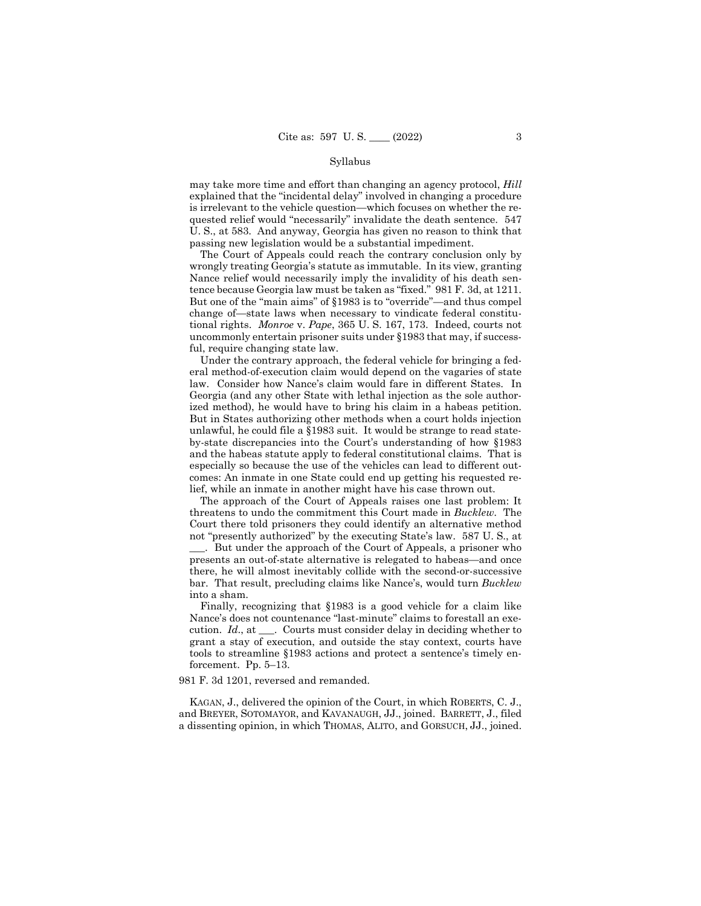may take more time and effort than changing an agency protocol, *Hill* explained that the "incidental delay" involved in changing a procedure is irrelevant to the vehicle question—which focuses on whether the requested relief would "necessarily" invalidate the death sentence. 547 U. S., at 583. And anyway, Georgia has given no reason to think that passing new legislation would be a substantial impediment.

The Court of Appeals could reach the contrary conclusion only by wrongly treating Georgia's statute as immutable. In its view, granting Nance relief would necessarily imply the invalidity of his death sentence because Georgia law must be taken as "fixed." 981 F. 3d, at 1211. But one of the "main aims" of §1983 is to "override"—and thus compel change of—state laws when necessary to vindicate federal constitutional rights. *Monroe* v. *Pape*, 365 U. S. 167, 173. Indeed, courts not uncommonly entertain prisoner suits under §1983 that may, if successful, require changing state law.

Under the contrary approach, the federal vehicle for bringing a federal method-of-execution claim would depend on the vagaries of state law. Consider how Nance's claim would fare in different States. In Georgia (and any other State with lethal injection as the sole authorized method), he would have to bring his claim in a habeas petition. But in States authorizing other methods when a court holds injection unlawful, he could file a §1983 suit. It would be strange to read state-by-state discrepancies into the Court's understanding of how §1983 and the habeas statute apply to federal constitutional claims. That is especially so because the use of the vehicles can lead to different outcomes: An inmate in one State could end up getting his requested relief, while an inmate in another might have his case thrown out.

The approach of the Court of Appeals raises one last problem: It threatens to undo the commitment this Court made in *Bucklew*. The Court there told prisoners they could identify an alternative method not "presently authorized" by the executing State's law. 587 U. S., at ___. But under the approach of the Court of Appeals, a prisoner who presents an out-of-state alternative is relegated to habeas—and once there, he will almost inevitably collide with the second-or-successive bar. That result, precluding claims like Nance's, would turn *Bucklew* into a sham.

Finally, recognizing that §1983 is a good vehicle for a claim like Nance's does not countenance "last-minute" claims to forestall an execution. *Id*., at ___. Courts must consider delay in deciding whether to grant a stay of execution, and outside the stay context, courts have tools to streamline §1983 actions and protect a sentence's timely enforcement. Pp. 5–13.

981 F. 3d 1201, reversed and remanded.

KAGAN, J., delivered the opinion of the Court, in which ROBERTS, C. J., and BREYER, SOTOMAYOR, and KAVANAUGH, JJ., joined. BARRETT, J., filed a dissenting opinion, in which THOMAS, ALITO, and GORSUCH, JJ., joined.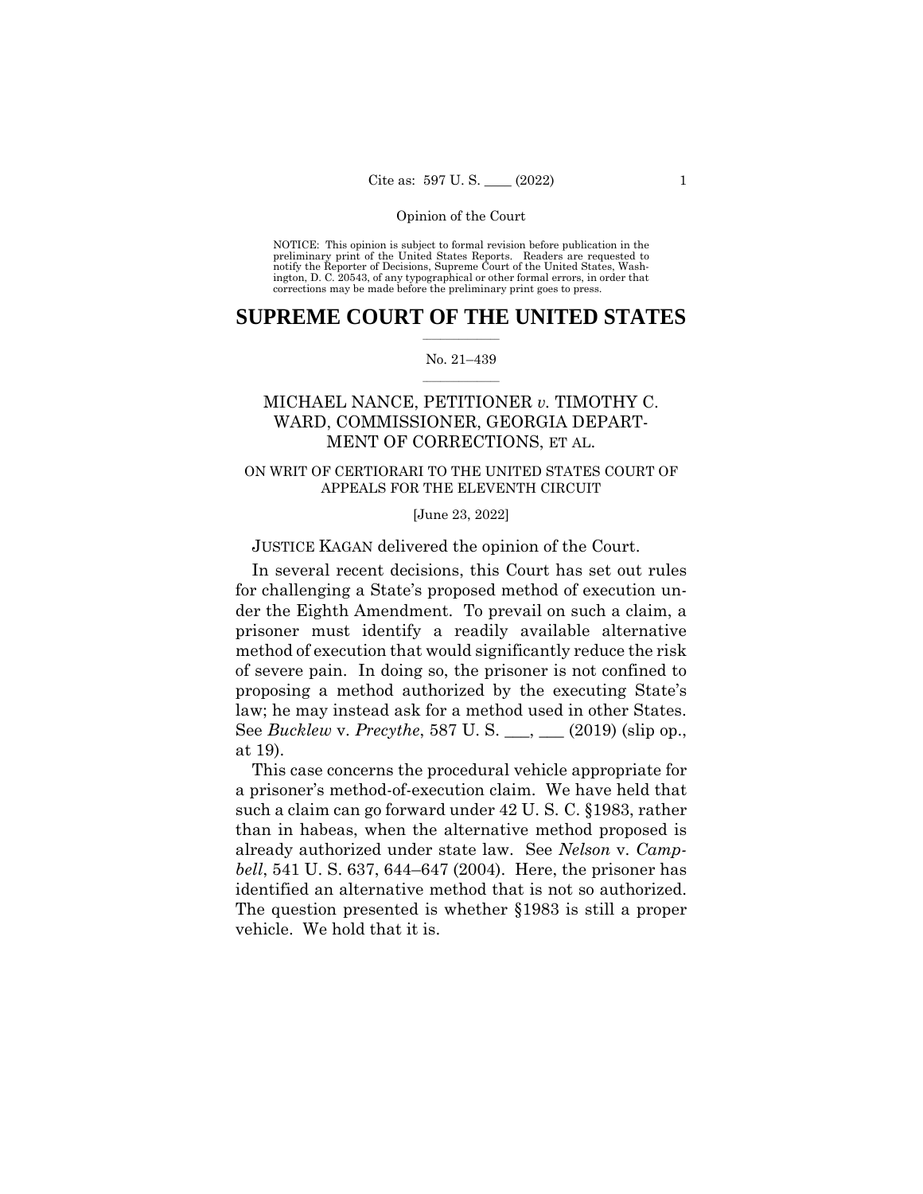NOTICE: This opinion is subject to formal revision before publication in the preliminary print of the United States Reports. Readers are requested to notify the Reporter of Decisions, Supreme Court of the United States, Washington, D. C. 20543, of any typographical or other formal errors, in order that corrections may be made before the preliminary print goes to press.

# SUPREME COURT OF THE UNITED STATES

No. 21–439

MICHAEL NANCE, PETITIONER *v.* TIMOTHY C. WARD, COMMISSIONER, GEORGIA DEPARTMENT OF CORRECTIONS, ET AL.

ON WRIT OF CERTIORARI TO THE UNITED STATES COURT OF APPEALS FOR THE ELEVENTH CIRCUIT

[June 23, 2022]

JUSTICE KAGAN delivered the opinion of the Court.

In several recent decisions, this Court has set out rules for challenging a State's proposed method of execution under the Eighth Amendment. To prevail on such a claim, a prisoner must identify a readily available alternative method of execution that would significantly reduce the risk of severe pain. In doing so, the prisoner is not confined to proposing a method authorized by the executing State's law; he may instead ask for a method used in other States. See *Bucklew* v. *Precythe*, 587 U. S. \_\_\_, \_\_\_ (2019) (slip op., at 19).

This case concerns the procedural vehicle appropriate for a prisoner's method-of-execution claim. We have held that such a claim can go forward under 42 U. S. C. §1983, rather than in habeas, when the alternative method proposed is already authorized under state law. See *Nelson* v. *Campbell*, 541 U. S. 637, 644–647 (2004). Here, the prisoner has identified an alternative method that is not so authorized. The question presented is whether §1983 is still a proper vehicle. We hold that it is.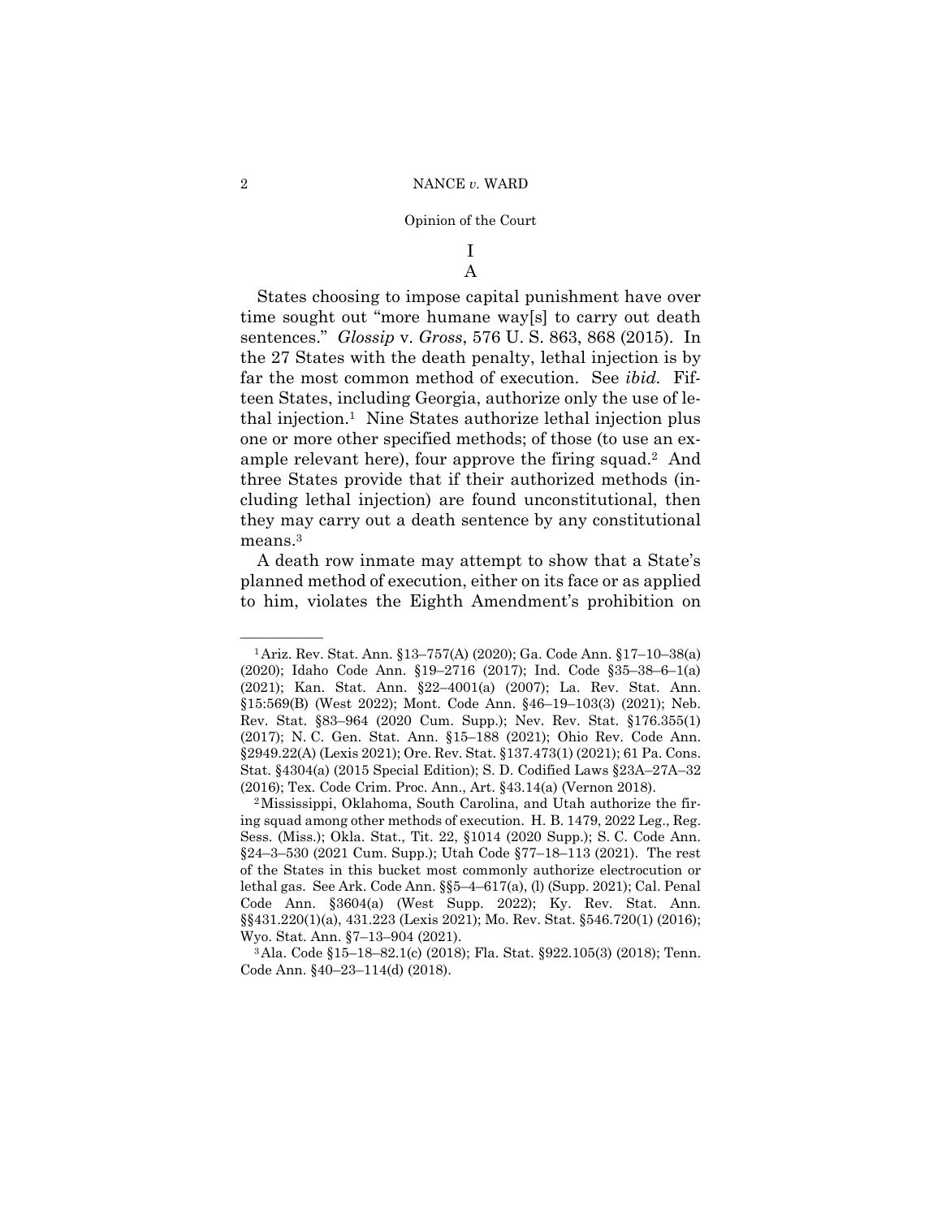# I

## A

States choosing to impose capital punishment have over time sought out "more humane way[s] to carry out death sentences." *Glossip* v. *Gross*, 576 U. S. 863, 868 (2015). In the 27 States with the death penalty, lethal injection is by far the most common method of execution. See *ibid.* Fifteen States, including Georgia, authorize only the use of lethal injection.[1] Nine States authorize lethal injection plus one or more other specified methods; of those (to use an example relevant here), four approve the firing squad.[2] And three States provide that if their authorized methods (including lethal injection) are found unconstitutional, then they may carry out a death sentence by any constitutional means.[3]

A death row inmate may attempt to show that a State's planned method of execution, either on its face or as applied to him, violates the Eighth Amendment's prohibition on

---

[1] Ariz. Rev. Stat. Ann. §13–757(A) (2020); Ga. Code Ann. §17–10–38(a) (2020); Idaho Code Ann. §19–2716 (2017); Ind. Code §35–38–6–1(a) (2021); Kan. Stat. Ann. §22–4001(a) (2007); La. Rev. Stat. Ann. §15:569(B) (West 2022); Mont. Code Ann. §46–19–103(3) (2021); Neb. Rev. Stat. §83–964 (2020 Cum. Supp.); Nev. Rev. Stat. §176.355(1) (2017); N. C. Gen. Stat. Ann. §15–188 (2021); Ohio Rev. Code Ann. §2949.22(A) (Lexis 2021); Ore. Rev. Stat. §137.473(1) (2021); 61 Pa. Cons. Stat. §4304(a) (2015 Special Edition); S. D. Codified Laws §23A–27A–32 (2016); Tex. Code Crim. Proc. Ann., Art. §43.14(a) (Vernon 2018).

[2] Mississippi, Oklahoma, South Carolina, and Utah authorize the firing squad among other methods of execution. H. B. 1479, 2022 Leg., Reg. Sess. (Miss.); Okla. Stat., Tit. 22, §1014 (2020 Supp.); S. C. Code Ann. §24–3–530 (2021 Cum. Supp.); Utah Code §77–18–113 (2021). The rest of the States in this bucket most commonly authorize electrocution or lethal gas. See Ark. Code Ann. §§5–4–617(a), (l) (Supp. 2021); Cal. Penal Code Ann. §3604(a) (West Supp. 2022); Ky. Rev. Stat. Ann. §§431.220(1)(a), 431.223 (Lexis 2021); Mo. Rev. Stat. §546.720(1) (2016); Wyo. Stat. Ann. §7–13–904 (2021).

[3] Ala. Code §15–18–82.1(c) (2018); Fla. Stat. §922.105(3) (2018); Tenn. Code Ann. §40–23–114(d) (2018).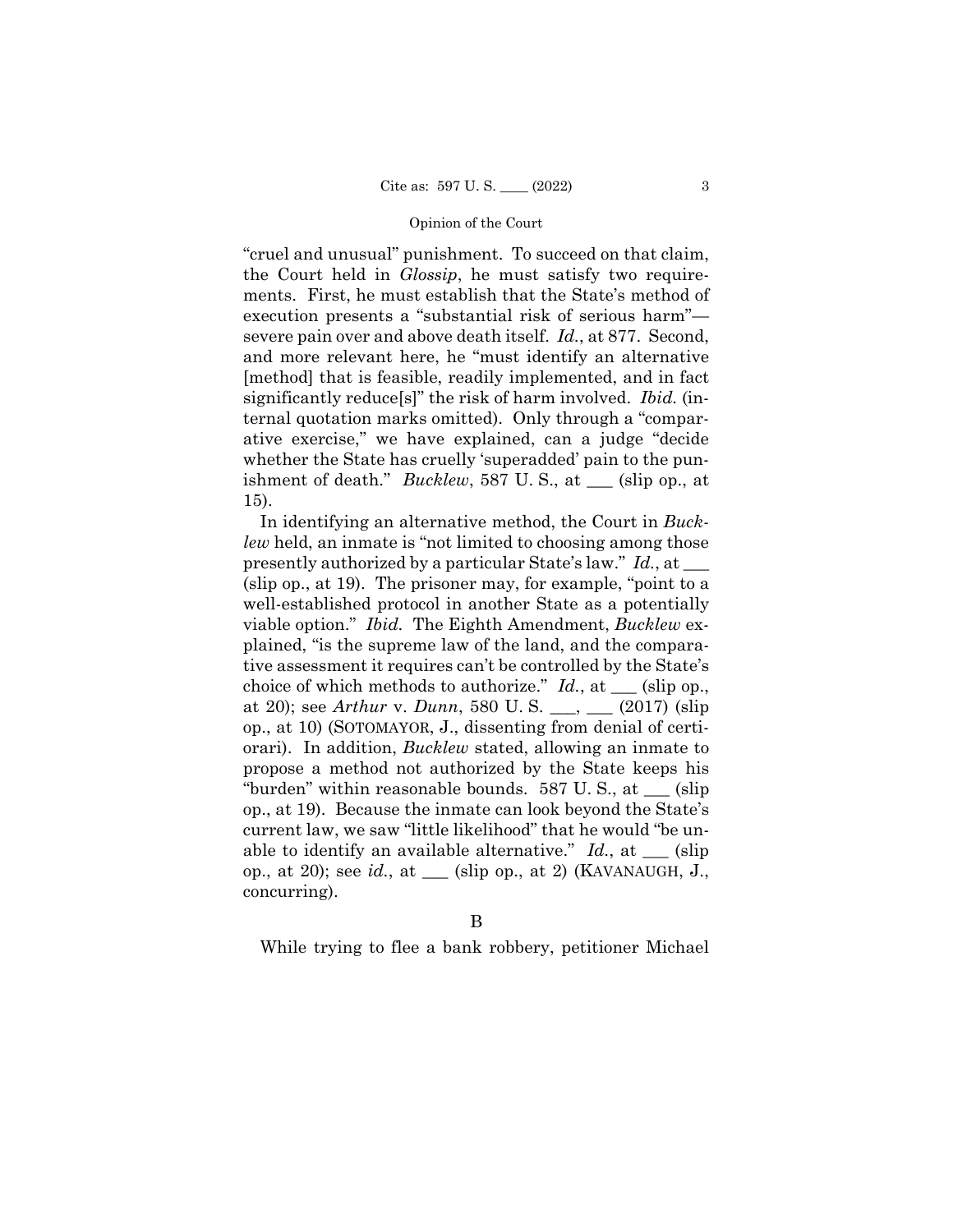"cruel and unusual" punishment. To succeed on that claim, the Court held in *Glossip*, he must satisfy two requirements. First, he must establish that the State's method of execution presents a "substantial risk of serious harm"—severe pain over and above death itself. *Id.*, at 877. Second, and more relevant here, he "must identify an alternative [method] that is feasible, readily implemented, and in fact significantly reduce[s]" the risk of harm involved. *Ibid.* (internal quotation marks omitted). Only through a "comparative exercise," we have explained, can a judge "decide whether the State has cruelly 'superadded' pain to the punishment of death." *Bucklew*, 587 U. S., at \_\_\_ (slip op., at 15).

In identifying an alternative method, the Court in *Bucklew* held, an inmate is "not limited to choosing among those presently authorized by a particular State's law." *Id.*, at \_\_\_ (slip op., at 19). The prisoner may, for example, "point to a well-established protocol in another State as a potentially viable option." *Ibid.* The Eighth Amendment, *Bucklew* explained, "is the supreme law of the land, and the comparative assessment it requires can't be controlled by the State's choice of which methods to authorize." *Id.*, at \_\_\_ (slip op., at 20); see *Arthur* v. *Dunn*, 580 U. S. \_\_\_, \_\_\_ (2017) (slip op., at 10) (SOTOMAYOR, J., dissenting from denial of certiorari). In addition, *Bucklew* stated, allowing an inmate to propose a method not authorized by the State keeps his "burden" within reasonable bounds. 587 U. S., at \_\_\_ (slip op., at 19). Because the inmate can look beyond the State's current law, we saw "little likelihood" that he would "be unable to identify an available alternative." *Id.*, at \_\_\_ (slip op., at 20); see *id.*, at \_\_\_ (slip op., at 2) (KAVANAUGH, J., concurring).

## B

While trying to flee a bank robbery, petitioner Michael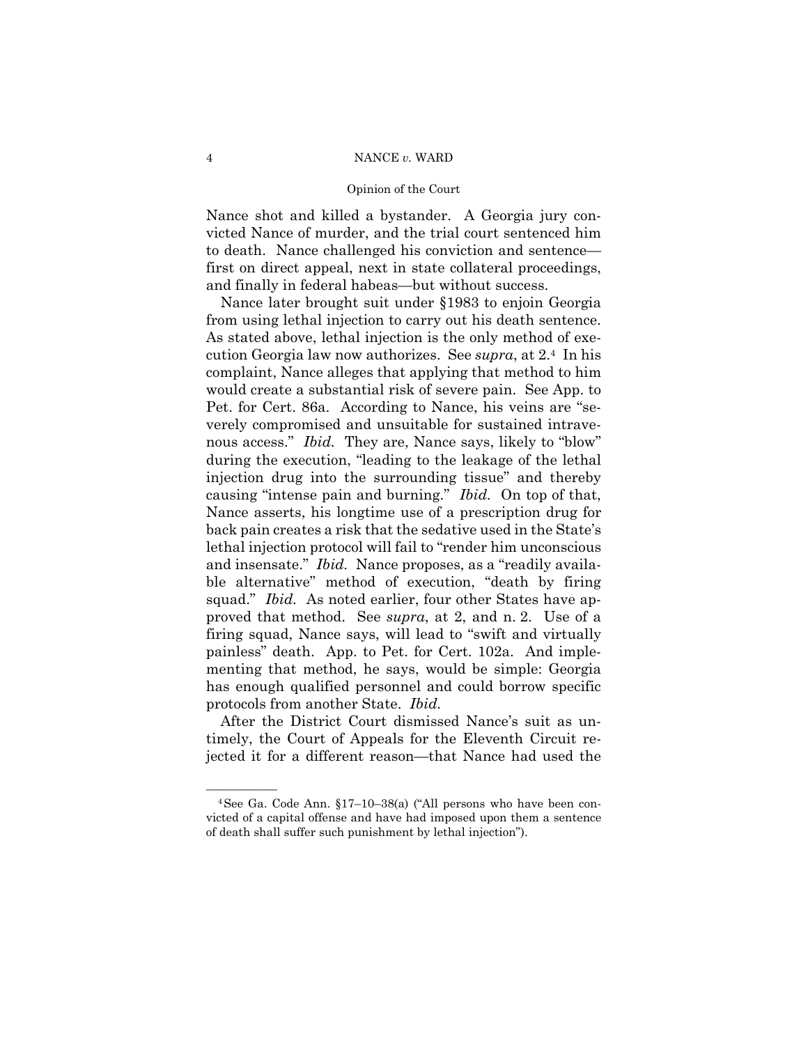Nance shot and killed a bystander. A Georgia jury convicted Nance of murder, and the trial court sentenced him to death. Nance challenged his conviction and sentence—first on direct appeal, next in state collateral proceedings, and finally in federal habeas—but without success.

Nance later brought suit under §1983 to enjoin Georgia from using lethal injection to carry out his death sentence. As stated above, lethal injection is the only method of execution Georgia law now authorizes. See *supra*, at 2.[4] In his complaint, Nance alleges that applying that method to him would create a substantial risk of severe pain. See App. to Pet. for Cert. 86a. According to Nance, his veins are "severely compromised and unsuitable for sustained intravenous access." *Ibid.* They are, Nance says, likely to "blow" during the execution, "leading to the leakage of the lethal injection drug into the surrounding tissue" and thereby causing "intense pain and burning." *Ibid.* On top of that, Nance asserts, his longtime use of a prescription drug for back pain creates a risk that the sedative used in the State's lethal injection protocol will fail to "render him unconscious and insensate." *Ibid.* Nance proposes, as a "readily available alternative" method of execution, "death by firing squad." *Ibid.* As noted earlier, four other States have approved that method. See *supra*, at 2, and n. 2. Use of a firing squad, Nance says, will lead to "swift and virtually painless" death. App. to Pet. for Cert. 102a. And implementing that method, he says, would be simple: Georgia has enough qualified personnel and could borrow specific protocols from another State. *Ibid.*

After the District Court dismissed Nance's suit as untimely, the Court of Appeals for the Eleventh Circuit rejected it for a different reason—that Nance had used the

---

[4] See Ga. Code Ann. §17–10–38(a) ("All persons who have been convicted of a capital offense and have had imposed upon them a sentence of death shall suffer such punishment by lethal injection").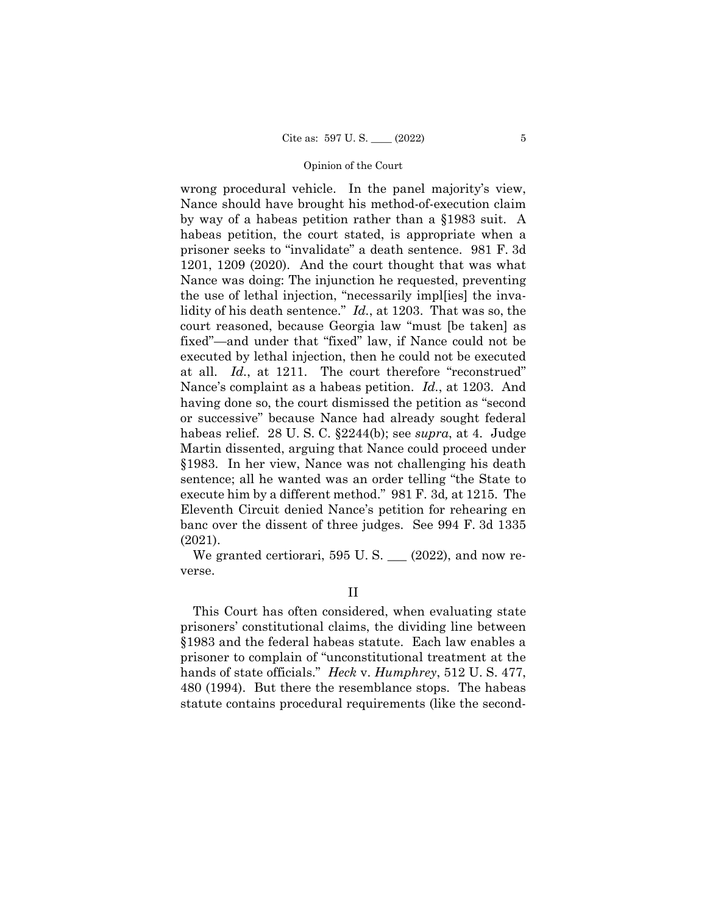wrong procedural vehicle. In the panel majority's view, Nance should have brought his method-of-execution claim by way of a habeas petition rather than a §1983 suit. A habeas petition, the court stated, is appropriate when a prisoner seeks to "invalidate" a death sentence. 981 F. 3d 1201, 1209 (2020). And the court thought that was what Nance was doing: The injunction he requested, preventing the use of lethal injection, "necessarily impl[ies] the invalidity of his death sentence." *Id.*, at 1203. That was so, the court reasoned, because Georgia law "must [be taken] as fixed"—and under that "fixed" law, if Nance could not be executed by lethal injection, then he could not be executed at all. *Id.*, at 1211. The court therefore "reconstrued" Nance's complaint as a habeas petition. *Id.*, at 1203. And having done so, the court dismissed the petition as "second or successive" because Nance had already sought federal habeas relief. 28 U. S. C. §2244(b); see *supra*, at 4. Judge Martin dissented, arguing that Nance could proceed under §1983. In her view, Nance was not challenging his death sentence; all he wanted was an order telling "the State to execute him by a different method." 981 F. 3d*,* at 1215. The Eleventh Circuit denied Nance's petition for rehearing en banc over the dissent of three judges. See 994 F. 3d 1335 (2021).

We granted certiorari, 595 U. S. ___ (2022), and now reverse.

## II

This Court has often considered, when evaluating state prisoners' constitutional claims, the dividing line between §1983 and the federal habeas statute. Each law enables a prisoner to complain of "unconstitutional treatment at the hands of state officials." *Heck* v. *Humphrey*, 512 U. S. 477, 480 (1994). But there the resemblance stops. The habeas statute contains procedural requirements (like the second-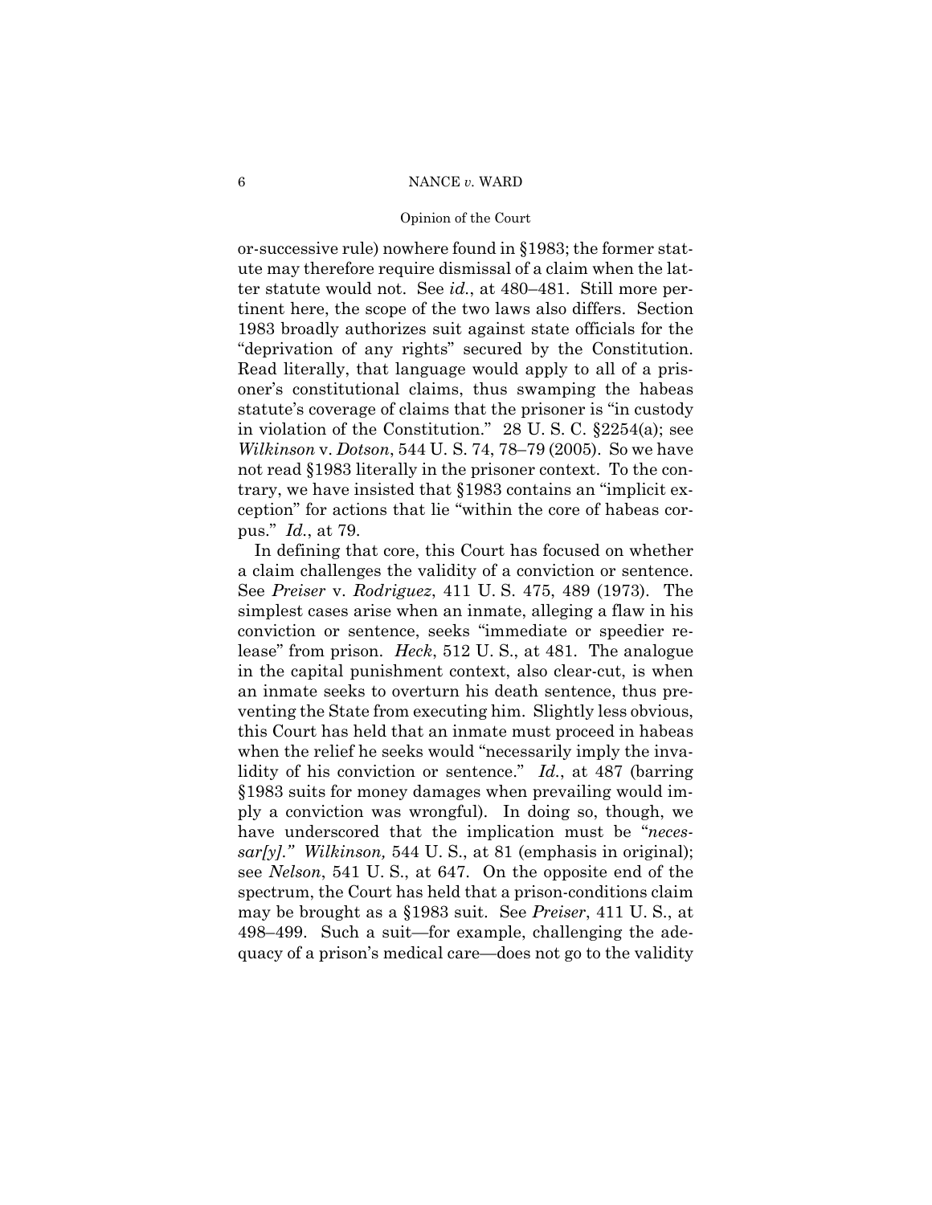or-successive rule) nowhere found in §1983; the former statute may therefore require dismissal of a claim when the latter statute would not. See *id.*, at 480–481. Still more pertinent here, the scope of the two laws also differs. Section 1983 broadly authorizes suit against state officials for the "deprivation of any rights" secured by the Constitution. Read literally, that language would apply to all of a prisoner's constitutional claims, thus swamping the habeas statute's coverage of claims that the prisoner is "in custody in violation of the Constitution." 28 U. S. C. §2254(a); see *Wilkinson* v. *Dotson*, 544 U. S. 74, 78–79 (2005). So we have not read §1983 literally in the prisoner context. To the contrary, we have insisted that §1983 contains an "implicit exception" for actions that lie "within the core of habeas corpus." *Id.*, at 79.

In defining that core, this Court has focused on whether a claim challenges the validity of a conviction or sentence. See *Preiser* v. *Rodriguez*, 411 U. S. 475, 489 (1973). The simplest cases arise when an inmate, alleging a flaw in his conviction or sentence, seeks "immediate or speedier release" from prison. *Heck*, 512 U. S., at 481. The analogue in the capital punishment context, also clear-cut, is when an inmate seeks to overturn his death sentence, thus preventing the State from executing him. Slightly less obvious, this Court has held that an inmate must proceed in habeas when the relief he seeks would "necessarily imply the invalidity of his conviction or sentence." *Id.*, at 487 (barring §1983 suits for money damages when prevailing would imply a conviction was wrongful). In doing so, though, we have underscored that the implication must be "*necessar[y].*" *Wilkinson,* 544 U. S., at 81 (emphasis in original); see *Nelson*, 541 U. S., at 647. On the opposite end of the spectrum, the Court has held that a prison-conditions claim may be brought as a §1983 suit. See *Preiser*, 411 U. S., at 498–499. Such a suit—for example, challenging the adequacy of a prison's medical care—does not go to the validity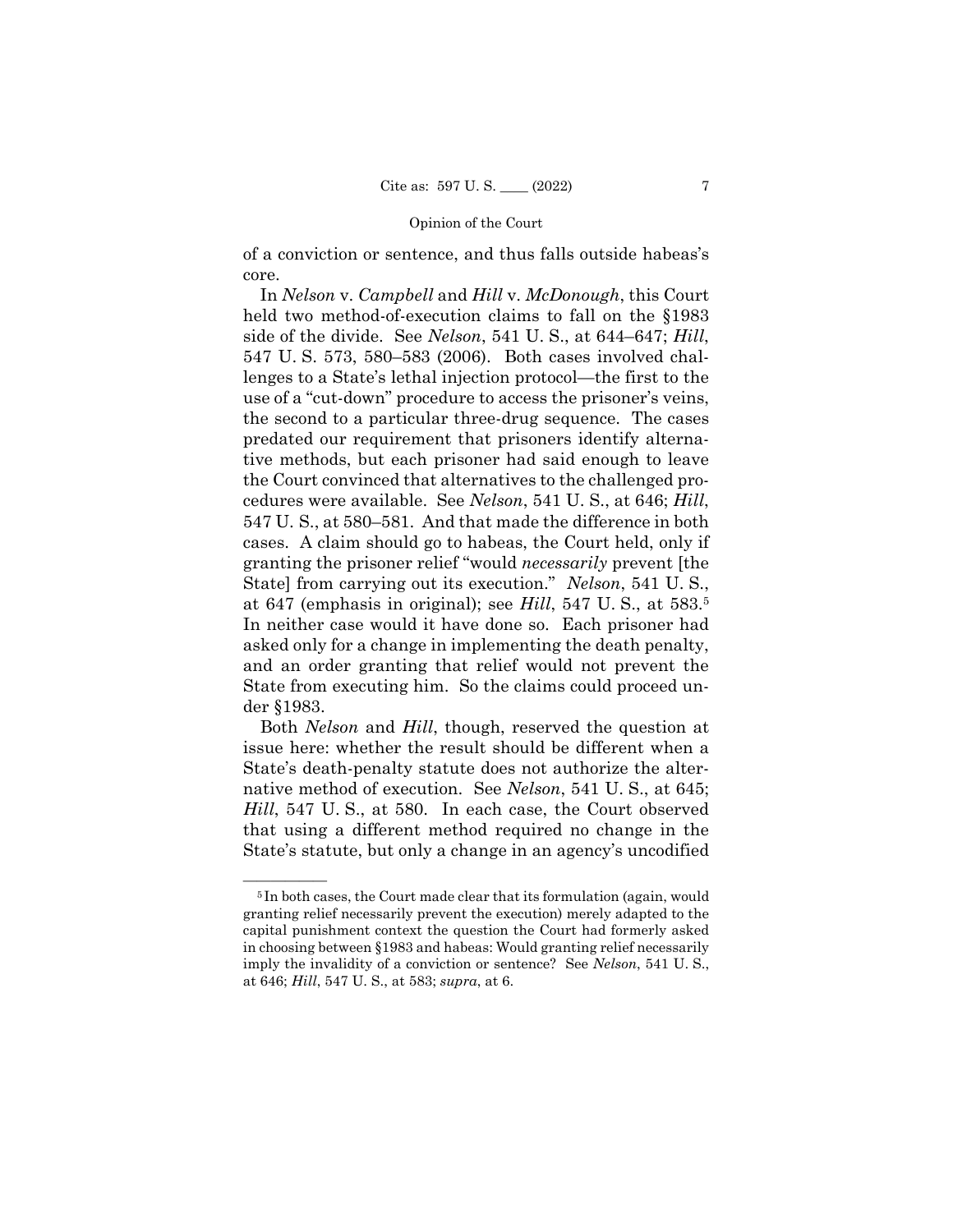of a conviction or sentence, and thus falls outside habeas's core.

In *Nelson* v. *Campbell* and *Hill* v. *McDonough*, this Court held two method-of-execution claims to fall on the §1983 side of the divide. See *Nelson*, 541 U. S., at 644–647; *Hill*, 547 U. S. 573, 580–583 (2006). Both cases involved challenges to a State's lethal injection protocol—the first to the use of a "cut-down" procedure to access the prisoner's veins, the second to a particular three-drug sequence. The cases predated our requirement that prisoners identify alternative methods, but each prisoner had said enough to leave the Court convinced that alternatives to the challenged procedures were available. See *Nelson*, 541 U. S., at 646; *Hill*, 547 U. S., at 580–581. And that made the difference in both cases. A claim should go to habeas, the Court held, only if granting the prisoner relief "would *necessarily* prevent [the State] from carrying out its execution." *Nelson*, 541 U. S., at 647 (emphasis in original); see *Hill*, 547 U. S., at 583.[5] In neither case would it have done so. Each prisoner had asked only for a change in implementing the death penalty, and an order granting that relief would not prevent the State from executing him. So the claims could proceed under §1983.

Both *Nelson* and *Hill*, though, reserved the question at issue here: whether the result should be different when a State's death-penalty statute does not authorize the alternative method of execution. See *Nelson*, 541 U. S., at 645; *Hill*, 547 U. S., at 580. In each case, the Court observed that using a different method required no change in the State's statute, but only a change in an agency's uncodified

---

[5] In both cases, the Court made clear that its formulation (again, would granting relief necessarily prevent the execution) merely adapted to the capital punishment context the question the Court had formerly asked in choosing between §1983 and habeas: Would granting relief necessarily imply the invalidity of a conviction or sentence? See *Nelson*, 541 U. S., at 646; *Hill*, 547 U. S., at 583; *supra*, at 6.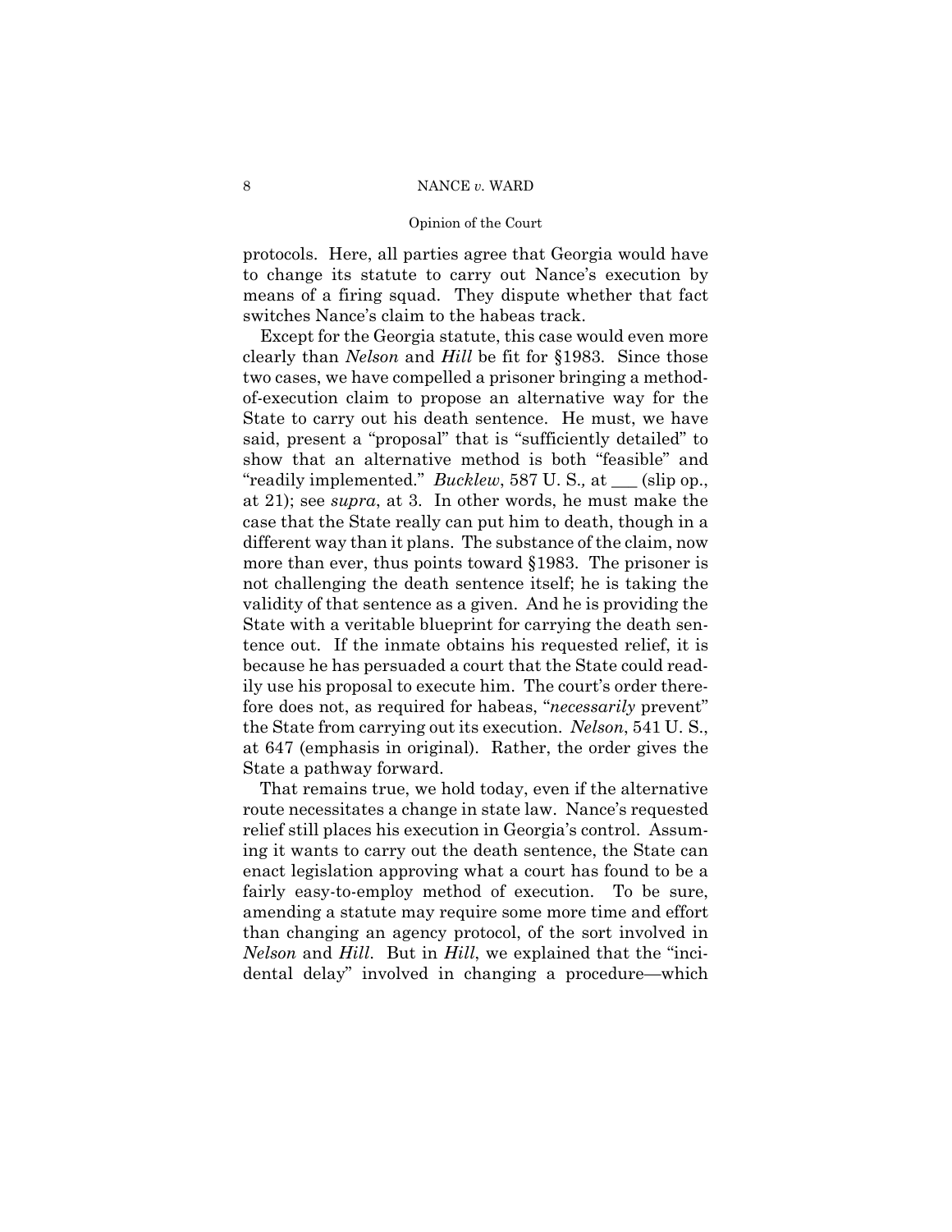protocols. Here, all parties agree that Georgia would have to change its statute to carry out Nance's execution by means of a firing squad. They dispute whether that fact switches Nance's claim to the habeas track.

Except for the Georgia statute, this case would even more clearly than *Nelson* and *Hill* be fit for §1983. Since those two cases, we have compelled a prisoner bringing a method-of-execution claim to propose an alternative way for the State to carry out his death sentence. He must, we have said, present a "proposal" that is "sufficiently detailed" to show that an alternative method is both "feasible" and "readily implemented." *Bucklew*, 587 U. S., at ___ (slip op., at 21); see *supra*, at 3. In other words, he must make the case that the State really can put him to death, though in a different way than it plans. The substance of the claim, now more than ever, thus points toward §1983. The prisoner is not challenging the death sentence itself; he is taking the validity of that sentence as a given. And he is providing the State with a veritable blueprint for carrying the death sentence out. If the inmate obtains his requested relief, it is because he has persuaded a court that the State could readily use his proposal to execute him. The court's order therefore does not, as required for habeas, "*necessarily* prevent" the State from carrying out its execution. *Nelson*, 541 U. S., at 647 (emphasis in original). Rather, the order gives the State a pathway forward.

That remains true, we hold today, even if the alternative route necessitates a change in state law. Nance's requested relief still places his execution in Georgia's control. Assuming it wants to carry out the death sentence, the State can enact legislation approving what a court has found to be a fairly easy-to-employ method of execution. To be sure, amending a statute may require some more time and effort than changing an agency protocol, of the sort involved in *Nelson* and *Hill*. But in *Hill*, we explained that the "incidental delay" involved in changing a procedure—which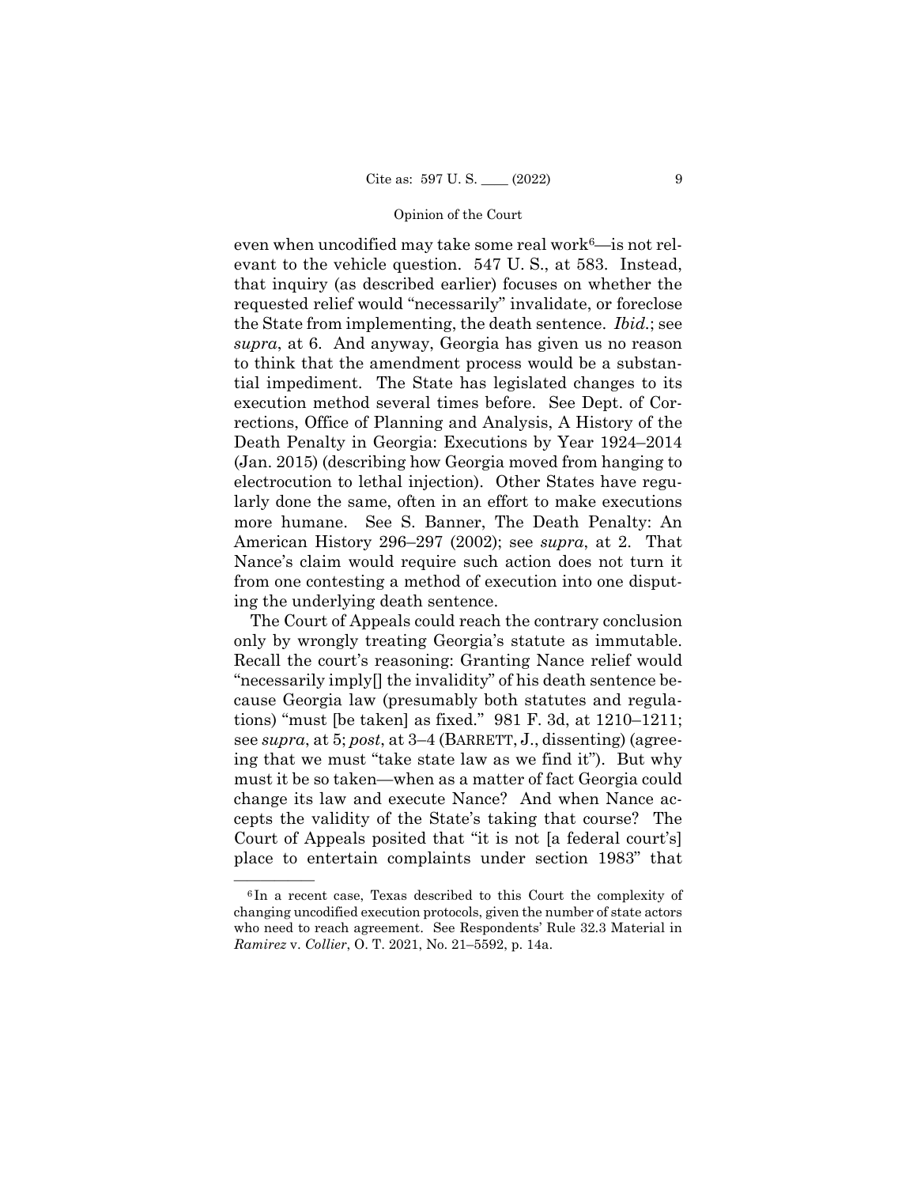even when uncodified may take some real work[6]—is not relevant to the vehicle question. 547 U. S., at 583. Instead, that inquiry (as described earlier) focuses on whether the requested relief would "necessarily" invalidate, or foreclose the State from implementing, the death sentence. *Ibid.*; see *supra*, at 6. And anyway, Georgia has given us no reason to think that the amendment process would be a substantial impediment. The State has legislated changes to its execution method several times before. See Dept. of Corrections, Office of Planning and Analysis, A History of the Death Penalty in Georgia: Executions by Year 1924–2014 (Jan. 2015) (describing how Georgia moved from hanging to electrocution to lethal injection). Other States have regularly done the same, often in an effort to make executions more humane. See S. Banner, The Death Penalty: An American History 296–297 (2002); see *supra*, at 2. That Nance's claim would require such action does not turn it from one contesting a method of execution into one disputing the underlying death sentence.

The Court of Appeals could reach the contrary conclusion only by wrongly treating Georgia's statute as immutable. Recall the court's reasoning: Granting Nance relief would "necessarily imply[] the invalidity" of his death sentence because Georgia law (presumably both statutes and regulations) "must [be taken] as fixed." 981 F. 3d, at 1210–1211; see *supra*, at 5; *post*, at 3–4 (BARRETT, J., dissenting) (agreeing that we must "take state law as we find it"). But why must it be so taken—when as a matter of fact Georgia could change its law and execute Nance? And when Nance accepts the validity of the State's taking that course? The Court of Appeals posited that "it is not [a federal court's] place to entertain complaints under section 1983" that

---

[6] In a recent case, Texas described to this Court the complexity of changing uncodified execution protocols, given the number of state actors who need to reach agreement. See Respondents' Rule 32.3 Material in *Ramirez* v. *Collier*, O. T. 2021, No. 21–5592, p. 14a.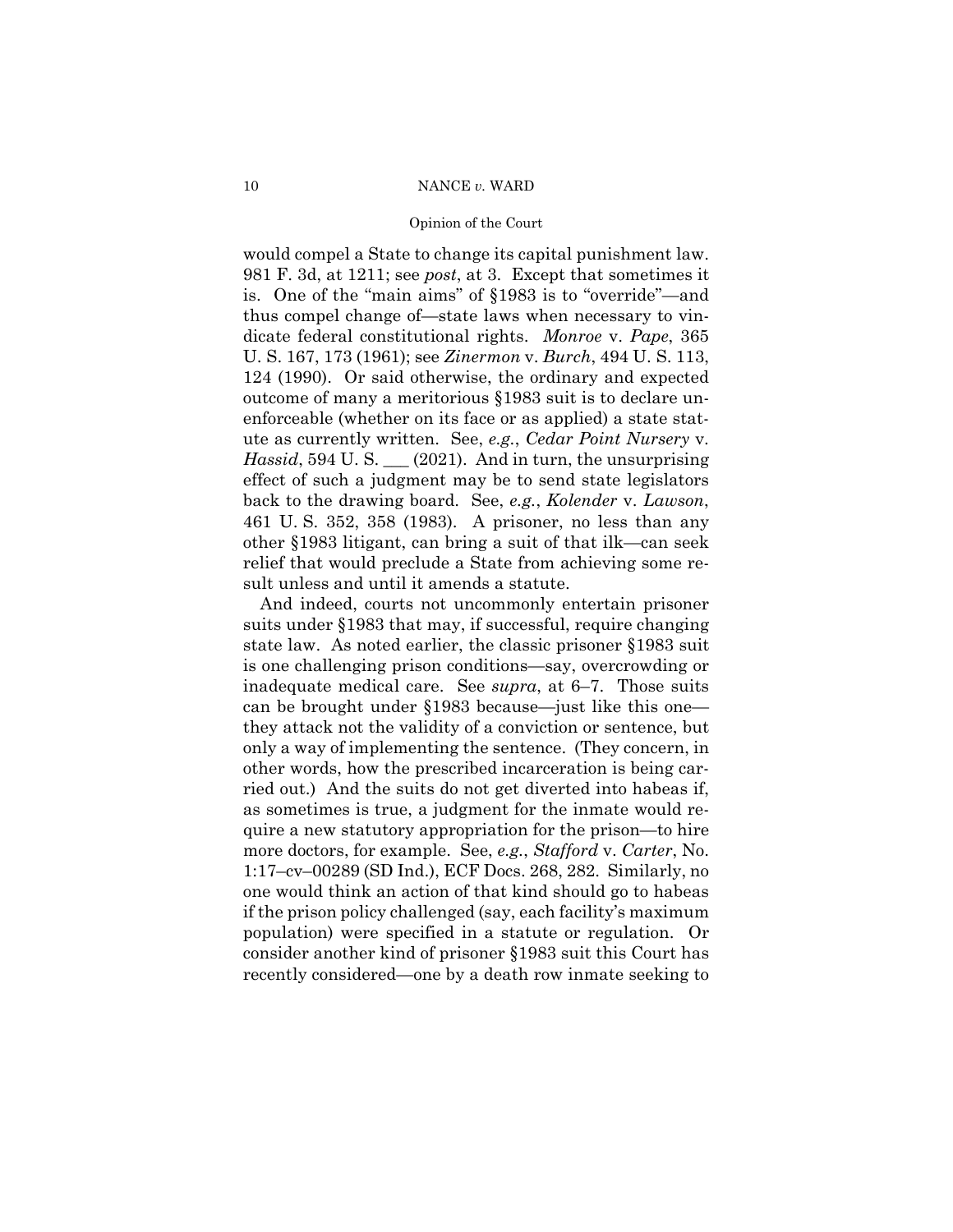would compel a State to change its capital punishment law. 981 F. 3d, at 1211; see *post*, at 3. Except that sometimes it is. One of the "main aims" of §1983 is to "override"—and thus compel change of—state laws when necessary to vindicate federal constitutional rights. *Monroe* v. *Pape*, 365 U. S. 167, 173 (1961); see *Zinermon* v. *Burch*, 494 U. S. 113, 124 (1990). Or said otherwise, the ordinary and expected outcome of many a meritorious §1983 suit is to declare unenforceable (whether on its face or as applied) a state statute as currently written. See, *e.g.*, *Cedar Point Nursery* v. *Hassid*, 594 U. S. ___ (2021). And in turn, the unsurprising effect of such a judgment may be to send state legislators back to the drawing board. See, *e.g.*, *Kolender* v. *Lawson*, 461 U. S. 352, 358 (1983). A prisoner, no less than any other §1983 litigant, can bring a suit of that ilk—can seek relief that would preclude a State from achieving some result unless and until it amends a statute.

And indeed, courts not uncommonly entertain prisoner suits under §1983 that may, if successful, require changing state law. As noted earlier, the classic prisoner §1983 suit is one challenging prison conditions—say, overcrowding or inadequate medical care. See *supra*, at 6–7. Those suits can be brought under §1983 because—just like this one—they attack not the validity of a conviction or sentence, but only a way of implementing the sentence. (They concern, in other words, how the prescribed incarceration is being carried out.) And the suits do not get diverted into habeas if, as sometimes is true, a judgment for the inmate would require a new statutory appropriation for the prison—to hire more doctors, for example. See, *e.g.*, *Stafford* v. *Carter*, No. 1:17–cv–00289 (SD Ind.), ECF Docs. 268, 282. Similarly, no one would think an action of that kind should go to habeas if the prison policy challenged (say, each facility's maximum population) were specified in a statute or regulation. Or consider another kind of prisoner §1983 suit this Court has recently considered—one by a death row inmate seeking to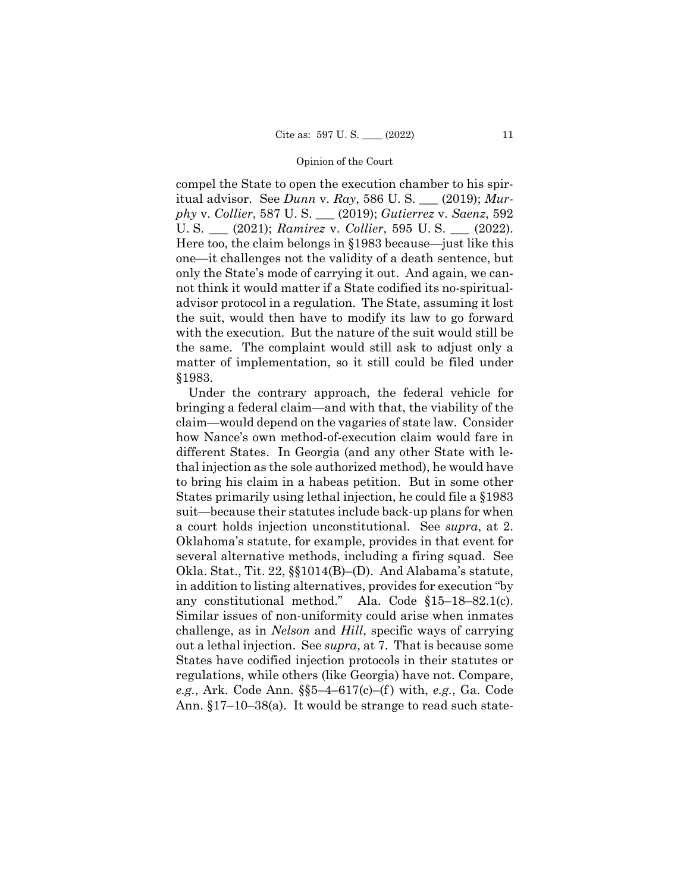compel the State to open the execution chamber to his spiritual advisor. See *Dunn* v. *Ray*, 586 U. S. ___ (2019); *Murphy* v. *Collier*, 587 U. S. ___ (2019); *Gutierrez* v. *Saenz*, 592 U. S. ___ (2021); *Ramirez* v. *Collier*, 595 U. S. ___ (2022). Here too, the claim belongs in §1983 because—just like this one—it challenges not the validity of a death sentence, but only the State's mode of carrying it out. And again, we cannot think it would matter if a State codified its no-spiritual-advisor protocol in a regulation. The State, assuming it lost the suit, would then have to modify its law to go forward with the execution. But the nature of the suit would still be the same. The complaint would still ask to adjust only a matter of implementation, so it still could be filed under §1983.

Under the contrary approach, the federal vehicle for bringing a federal claim—and with that, the viability of the claim—would depend on the vagaries of state law. Consider how Nance's own method-of-execution claim would fare in different States. In Georgia (and any other State with lethal injection as the sole authorized method), he would have to bring his claim in a habeas petition. But in some other States primarily using lethal injection, he could file a §1983 suit—because their statutes include back-up plans for when a court holds injection unconstitutional. See *supra*, at 2. Oklahoma's statute, for example, provides in that event for several alternative methods, including a firing squad. See Okla. Stat., Tit. 22, §§1014(B)–(D). And Alabama's statute, in addition to listing alternatives, provides for execution "by any constitutional method." Ala. Code §15–18–82.1(c). Similar issues of non-uniformity could arise when inmates challenge, as in *Nelson* and *Hill*, specific ways of carrying out a lethal injection. See *supra*, at 7. That is because some States have codified injection protocols in their statutes or regulations, while others (like Georgia) have not. Compare, *e.g.*, Ark. Code Ann. §§5–4–617(c)–(f) with, *e.g.*, Ga. Code Ann. §17–10–38(a). It would be strange to read such state-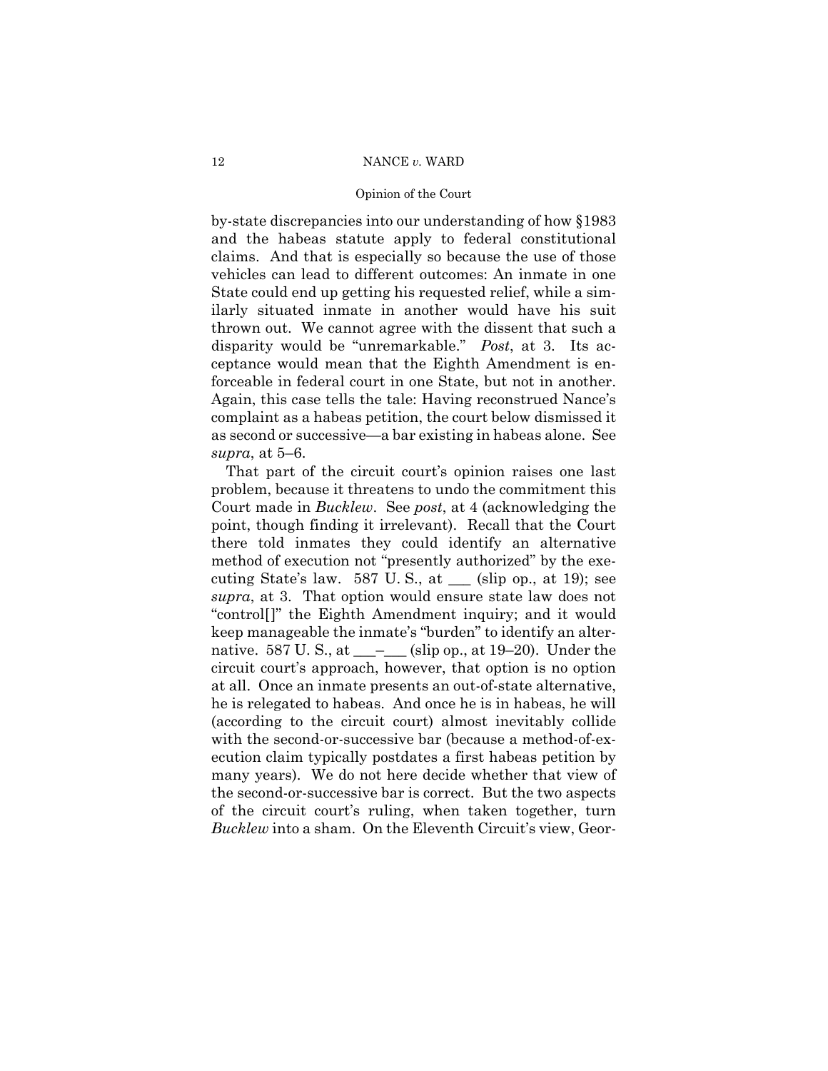by-state discrepancies into our understanding of how §1983 and the habeas statute apply to federal constitutional claims. And that is especially so because the use of those vehicles can lead to different outcomes: An inmate in one State could end up getting his requested relief, while a similarly situated inmate in another would have his suit thrown out. We cannot agree with the dissent that such a disparity would be "unremarkable." *Post*, at 3. Its acceptance would mean that the Eighth Amendment is enforceable in federal court in one State, but not in another. Again, this case tells the tale: Having reconstrued Nance's complaint as a habeas petition, the court below dismissed it as second or successive—a bar existing in habeas alone. See *supra*, at 5–6.

That part of the circuit court's opinion raises one last problem, because it threatens to undo the commitment this Court made in *Bucklew*. See *post*, at 4 (acknowledging the point, though finding it irrelevant). Recall that the Court there told inmates they could identify an alternative method of execution not "presently authorized" by the executing State's law. 587 U. S., at ___ (slip op., at 19); see *supra*, at 3. That option would ensure state law does not "control[]" the Eighth Amendment inquiry; and it would keep manageable the inmate's "burden" to identify an alternative. 587 U. S., at ___–___ (slip op., at 19–20). Under the circuit court's approach, however, that option is no option at all. Once an inmate presents an out-of-state alternative, he is relegated to habeas. And once he is in habeas, he will (according to the circuit court) almost inevitably collide with the second-or-successive bar (because a method-of-execution claim typically postdates a first habeas petition by many years). We do not here decide whether that view of the second-or-successive bar is correct. But the two aspects of the circuit court's ruling, when taken together, turn *Bucklew* into a sham. On the Eleventh Circuit's view, Geor-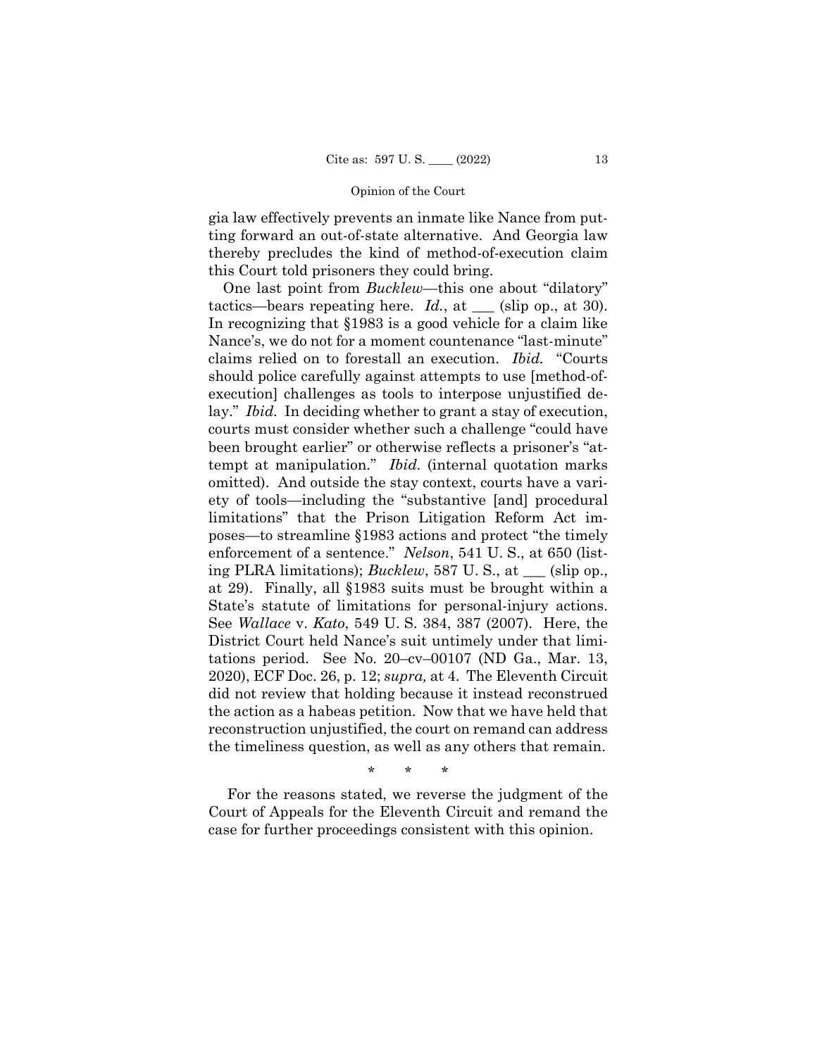gia law effectively prevents an inmate like Nance from putting forward an out-of-state alternative. And Georgia law thereby precludes the kind of method-of-execution claim this Court told prisoners they could bring.

One last point from *Bucklew*—this one about "dilatory" tactics—bears repeating here. *Id.*, at ___ (slip op., at 30). In recognizing that §1983 is a good vehicle for a claim like Nance's, we do not for a moment countenance "last-minute" claims relied on to forestall an execution. *Ibid.* "Courts should police carefully against attempts to use [method-of-execution] challenges as tools to interpose unjustified delay." *Ibid.* In deciding whether to grant a stay of execution, courts must consider whether such a challenge "could have been brought earlier" or otherwise reflects a prisoner's "attempt at manipulation." *Ibid.* (internal quotation marks omitted). And outside the stay context, courts have a variety of tools—including the "substantive [and] procedural limitations" that the Prison Litigation Reform Act imposes—to streamline §1983 actions and protect "the timely enforcement of a sentence." *Nelson*, 541 U. S., at 650 (listing PLRA limitations); *Bucklew*, 587 U. S., at ___ (slip op., at 29). Finally, all §1983 suits must be brought within a State's statute of limitations for personal-injury actions. See *Wallace* v. *Kato*, 549 U. S. 384, 387 (2007). Here, the District Court held Nance's suit untimely under that limitations period. See No. 20–cv–00107 (ND Ga., Mar. 13, 2020), ECF Doc. 26, p. 12; *supra,* at 4. The Eleventh Circuit did not review that holding because it instead reconstrued the action as a habeas petition. Now that we have held that reconstruction unjustified, the court on remand can address the timeliness question, as well as any others that remain.

\* \* \*

For the reasons stated, we reverse the judgment of the Court of Appeals for the Eleventh Circuit and remand the case for further proceedings consistent with this opinion.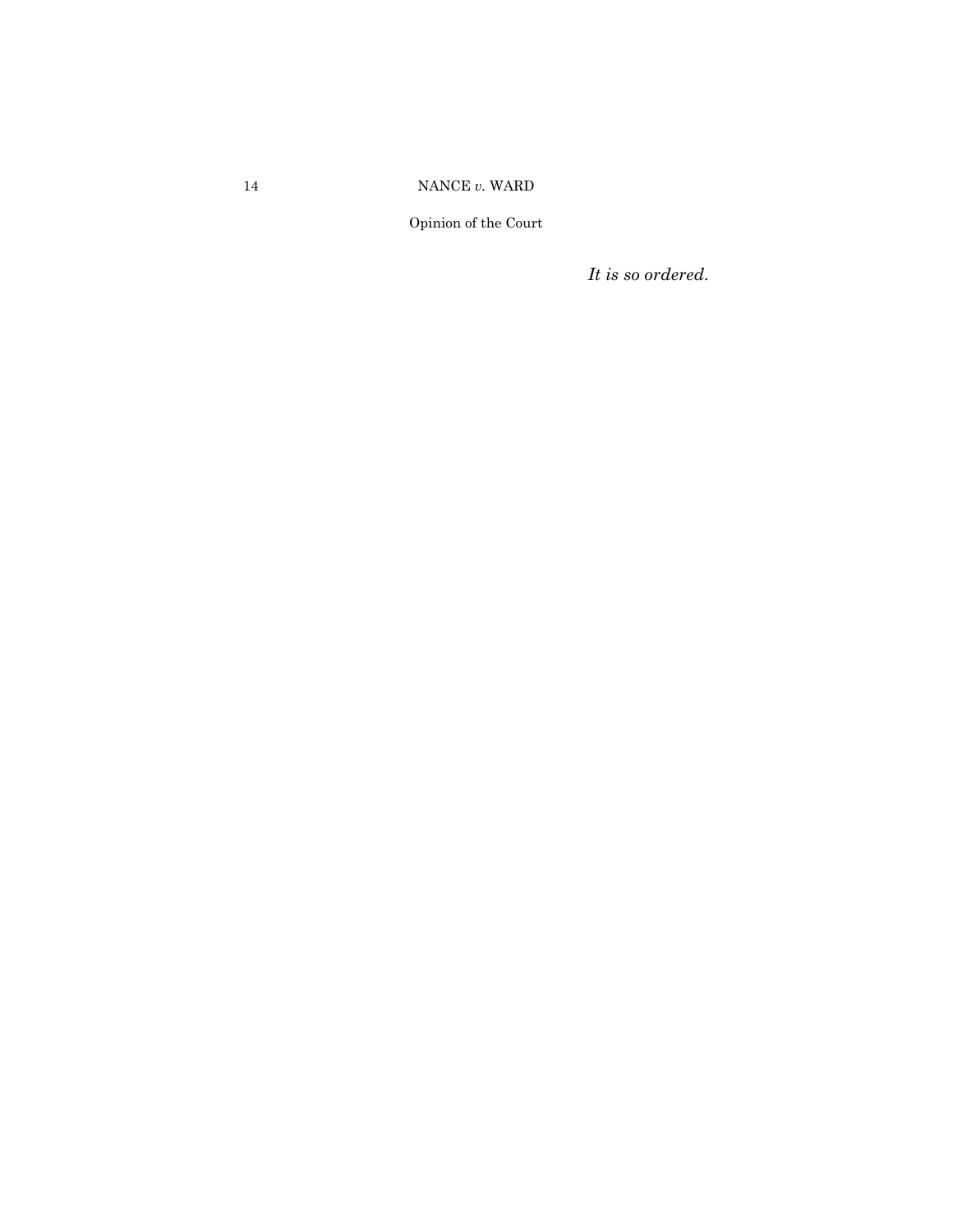*It is so ordered.*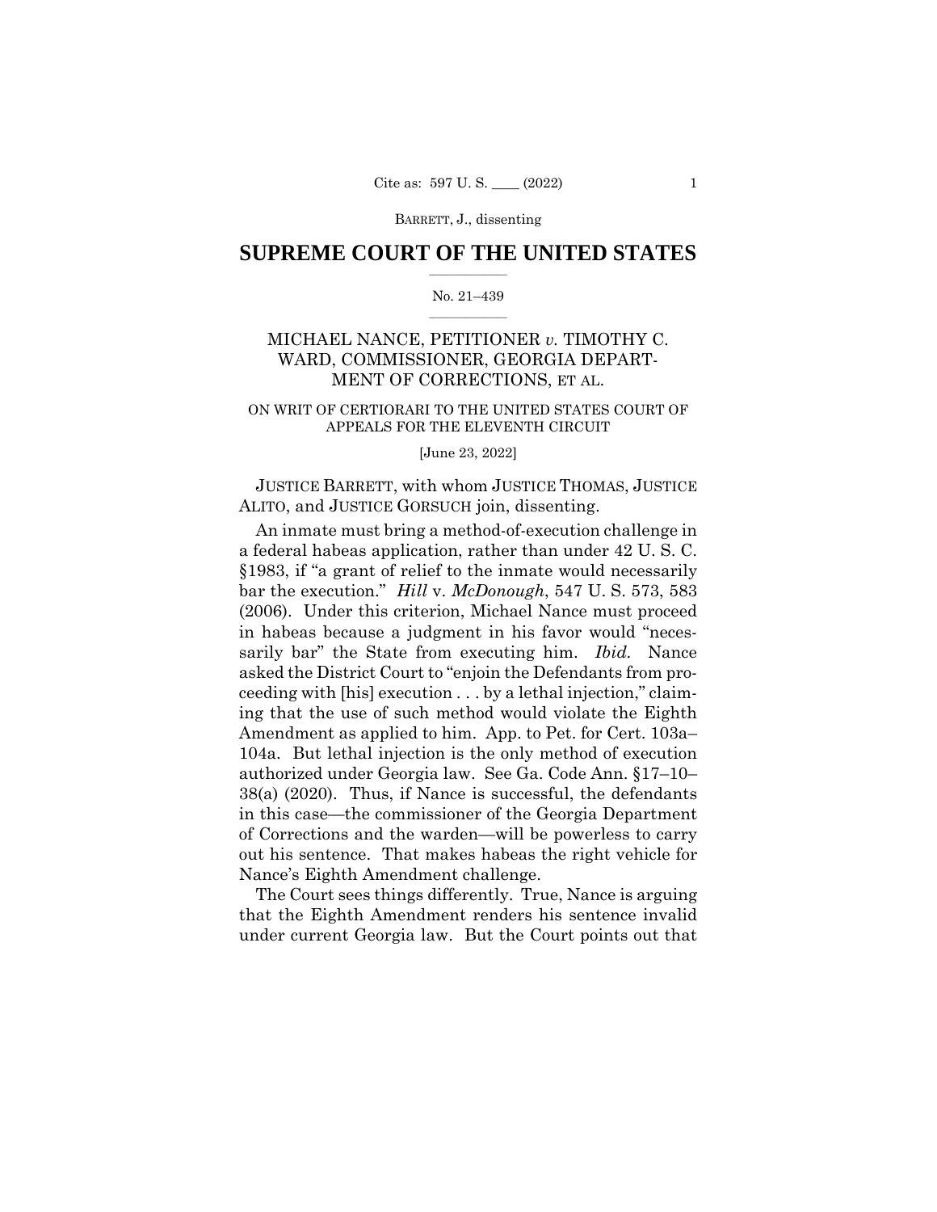BARRETT, J., dissenting

# SUPREME COURT OF THE UNITED STATES

No. 21–439

MICHAEL NANCE, PETITIONER *v.* TIMOTHY C. WARD, COMMISSIONER, GEORGIA DEPARTMENT OF CORRECTIONS, ET AL.

ON WRIT OF CERTIORARI TO THE UNITED STATES COURT OF APPEALS FOR THE ELEVENTH CIRCUIT

[June 23, 2022]

JUSTICE BARRETT, with whom JUSTICE THOMAS, JUSTICE ALITO, and JUSTICE GORSUCH join, dissenting.

An inmate must bring a method-of-execution challenge in a federal habeas application, rather than under 42 U. S. C. §1983, if "a grant of relief to the inmate would necessarily bar the execution." *Hill* v. *McDonough*, 547 U. S. 573, 583 (2006). Under this criterion, Michael Nance must proceed in habeas because a judgment in his favor would "necessarily bar" the State from executing him. *Ibid.* Nance asked the District Court to "enjoin the Defendants from proceeding with [his] execution . . . by a lethal injection," claiming that the use of such method would violate the Eighth Amendment as applied to him. App. to Pet. for Cert. 103a–104a. But lethal injection is the only method of execution authorized under Georgia law. See Ga. Code Ann. §17–10–38(a) (2020). Thus, if Nance is successful, the defendants in this case—the commissioner of the Georgia Department of Corrections and the warden—will be powerless to carry out his sentence. That makes habeas the right vehicle for Nance's Eighth Amendment challenge.

The Court sees things differently. True, Nance is arguing that the Eighth Amendment renders his sentence invalid under current Georgia law. But the Court points out that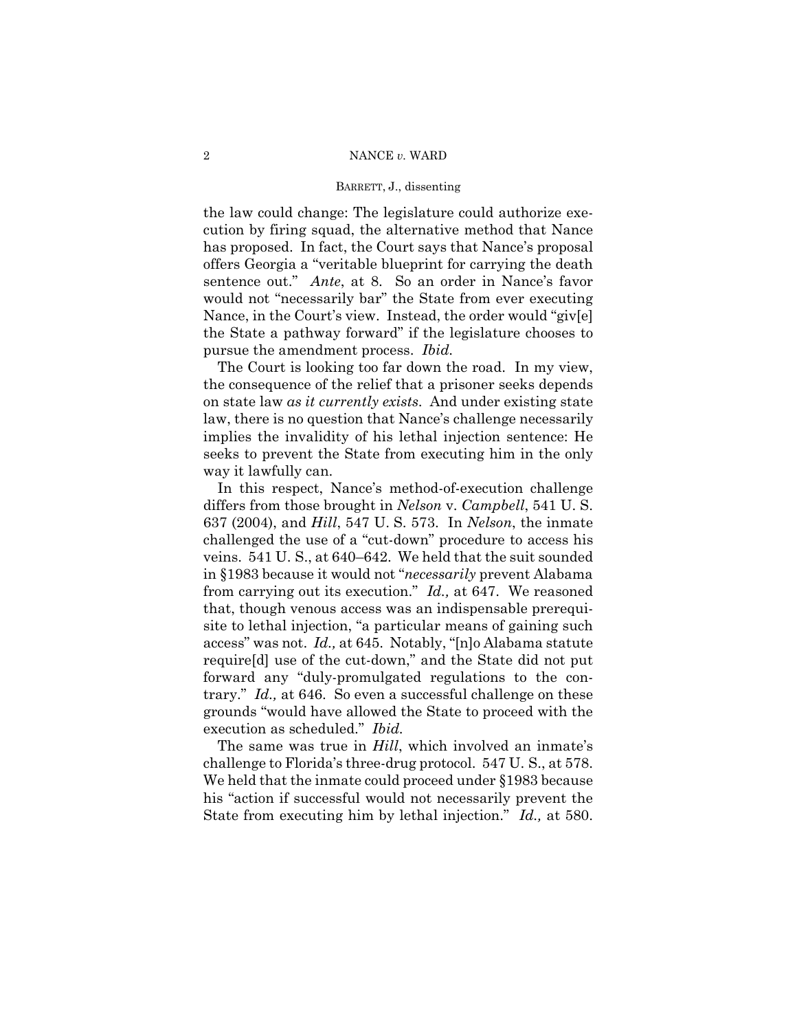the law could change: The legislature could authorize execution by firing squad, the alternative method that Nance has proposed. In fact, the Court says that Nance's proposal offers Georgia a "veritable blueprint for carrying the death sentence out." *Ante*, at 8. So an order in Nance's favor would not "necessarily bar" the State from ever executing Nance, in the Court's view. Instead, the order would "giv[e] the State a pathway forward" if the legislature chooses to pursue the amendment process. *Ibid.*

The Court is looking too far down the road. In my view, the consequence of the relief that a prisoner seeks depends on state law *as it currently exists*. And under existing state law, there is no question that Nance's challenge necessarily implies the invalidity of his lethal injection sentence: He seeks to prevent the State from executing him in the only way it lawfully can.

In this respect, Nance's method-of-execution challenge differs from those brought in *Nelson* v. *Campbell*, 541 U. S. 637 (2004), and *Hill*, 547 U. S. 573. In *Nelson*, the inmate challenged the use of a "cut-down" procedure to access his veins. 541 U. S., at 640–642. We held that the suit sounded in §1983 because it would not "*necessarily* prevent Alabama from carrying out its execution." *Id.,* at 647. We reasoned that, though venous access was an indispensable prerequisite to lethal injection, "a particular means of gaining such access" was not. *Id.,* at 645. Notably, "[n]o Alabama statute require[d] use of the cut-down," and the State did not put forward any "duly-promulgated regulations to the contrary." *Id.,* at 646. So even a successful challenge on these grounds "would have allowed the State to proceed with the execution as scheduled." *Ibid.*

The same was true in *Hill*, which involved an inmate's challenge to Florida's three-drug protocol. 547 U. S., at 578. We held that the inmate could proceed under §1983 because his "action if successful would not necessarily prevent the State from executing him by lethal injection." *Id.,* at 580.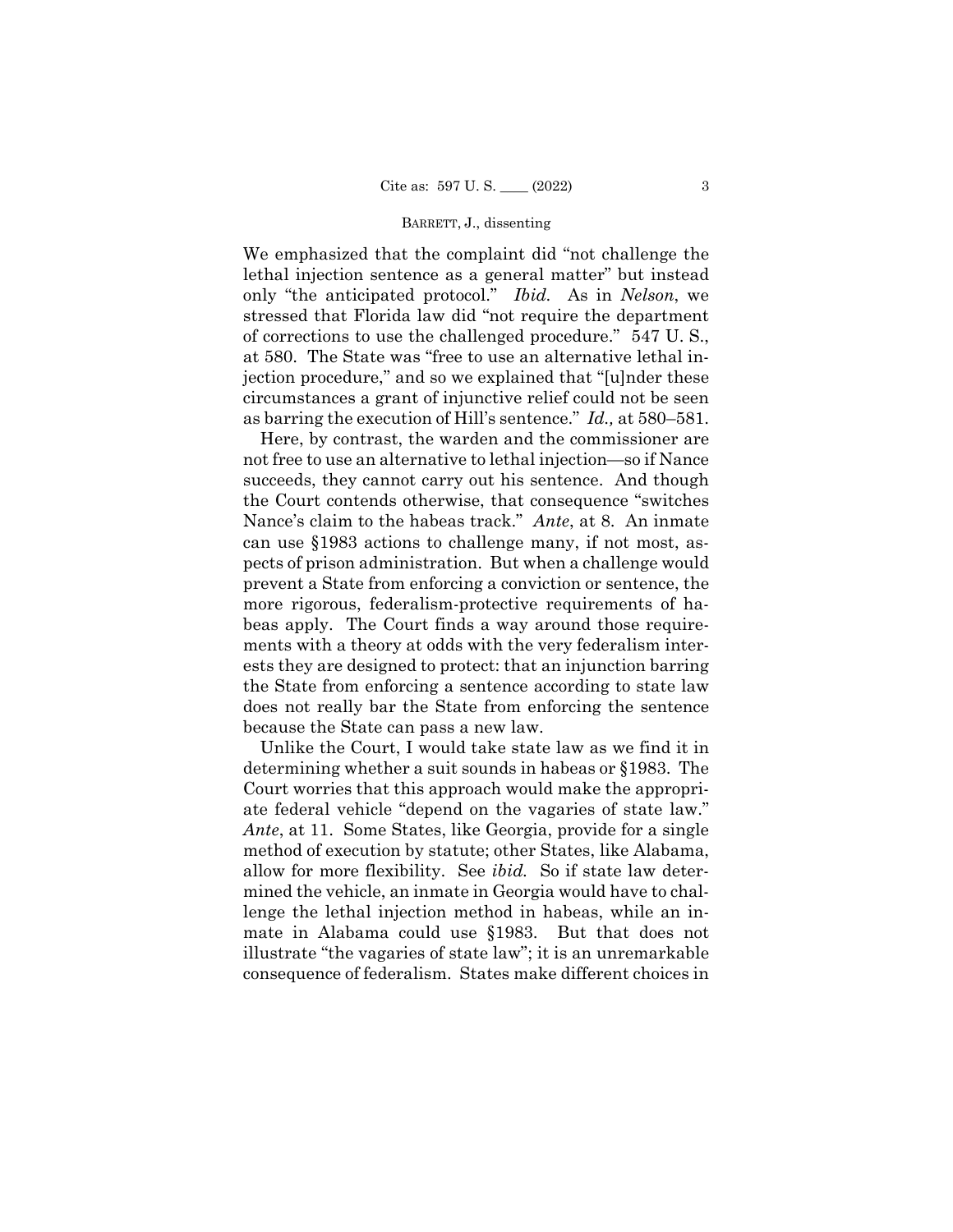We emphasized that the complaint did "not challenge the lethal injection sentence as a general matter" but instead only "the anticipated protocol." *Ibid.* As in *Nelson*, we stressed that Florida law did "not require the department of corrections to use the challenged procedure." 547 U. S., at 580. The State was "free to use an alternative lethal injection procedure," and so we explained that "[u]nder these circumstances a grant of injunctive relief could not be seen as barring the execution of Hill's sentence." *Id.,* at 580–581.

Here, by contrast, the warden and the commissioner are not free to use an alternative to lethal injection—so if Nance succeeds, they cannot carry out his sentence. And though the Court contends otherwise, that consequence "switches Nance's claim to the habeas track." *Ante*, at 8. An inmate can use §1983 actions to challenge many, if not most, aspects of prison administration. But when a challenge would prevent a State from enforcing a conviction or sentence, the more rigorous, federalism-protective requirements of habeas apply. The Court finds a way around those requirements with a theory at odds with the very federalism interests they are designed to protect: that an injunction barring the State from enforcing a sentence according to state law does not really bar the State from enforcing the sentence because the State can pass a new law.

Unlike the Court, I would take state law as we find it in determining whether a suit sounds in habeas or §1983. The Court worries that this approach would make the appropriate federal vehicle "depend on the vagaries of state law." *Ante*, at 11. Some States, like Georgia, provide for a single method of execution by statute; other States, like Alabama, allow for more flexibility. See *ibid.* So if state law determined the vehicle, an inmate in Georgia would have to challenge the lethal injection method in habeas, while an inmate in Alabama could use §1983. But that does not illustrate "the vagaries of state law"; it is an unremarkable consequence of federalism. States make different choices in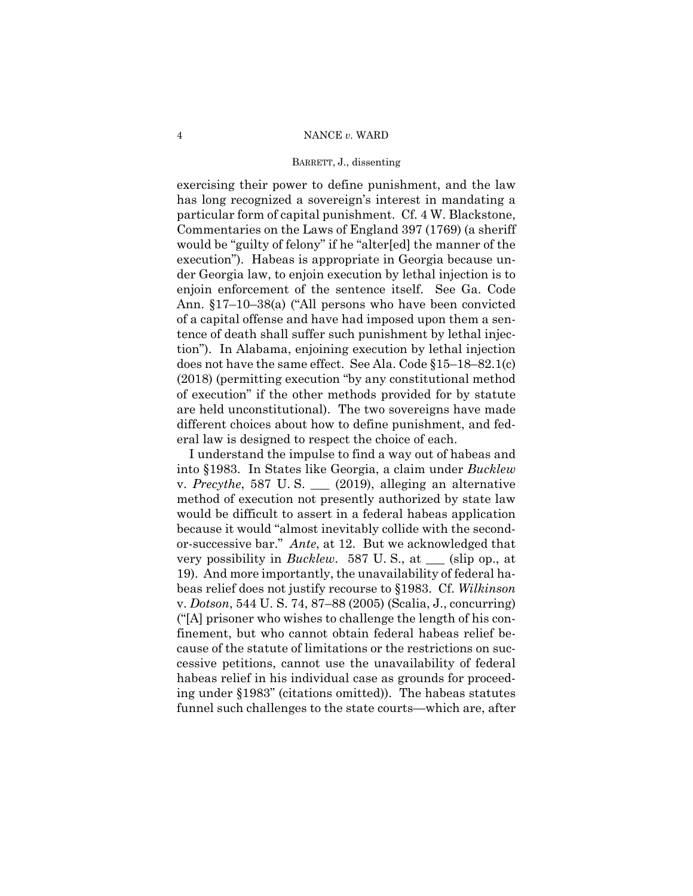exercising their power to define punishment, and the law has long recognized a sovereign's interest in mandating a particular form of capital punishment. Cf. 4 W. Blackstone, Commentaries on the Laws of England 397 (1769) (a sheriff would be "guilty of felony" if he "alter[ed] the manner of the execution"). Habeas is appropriate in Georgia because under Georgia law, to enjoin execution by lethal injection is to enjoin enforcement of the sentence itself. See Ga. Code Ann. §17–10–38(a) ("All persons who have been convicted of a capital offense and have had imposed upon them a sentence of death shall suffer such punishment by lethal injection"). In Alabama, enjoining execution by lethal injection does not have the same effect. See Ala. Code §15–18–82.1(c) (2018) (permitting execution "by any constitutional method of execution" if the other methods provided for by statute are held unconstitutional). The two sovereigns have made different choices about how to define punishment, and federal law is designed to respect the choice of each.

I understand the impulse to find a way out of habeas and into §1983. In States like Georgia, a claim under *Bucklew* v. *Precythe*, 587 U. S. ___ (2019), alleging an alternative method of execution not presently authorized by state law would be difficult to assert in a federal habeas application because it would "almost inevitably collide with the second-or-successive bar." *Ante*, at 12. But we acknowledged that very possibility in *Bucklew*. 587 U. S., at ___ (slip op., at 19). And more importantly, the unavailability of federal habeas relief does not justify recourse to §1983. Cf. *Wilkinson* v. *Dotson*, 544 U. S. 74, 87–88 (2005) (Scalia, J., concurring) ("[A] prisoner who wishes to challenge the length of his confinement, but who cannot obtain federal habeas relief because of the statute of limitations or the restrictions on successive petitions, cannot use the unavailability of federal habeas relief in his individual case as grounds for proceeding under §1983" (citations omitted)). The habeas statutes funnel such challenges to the state courts—which are, after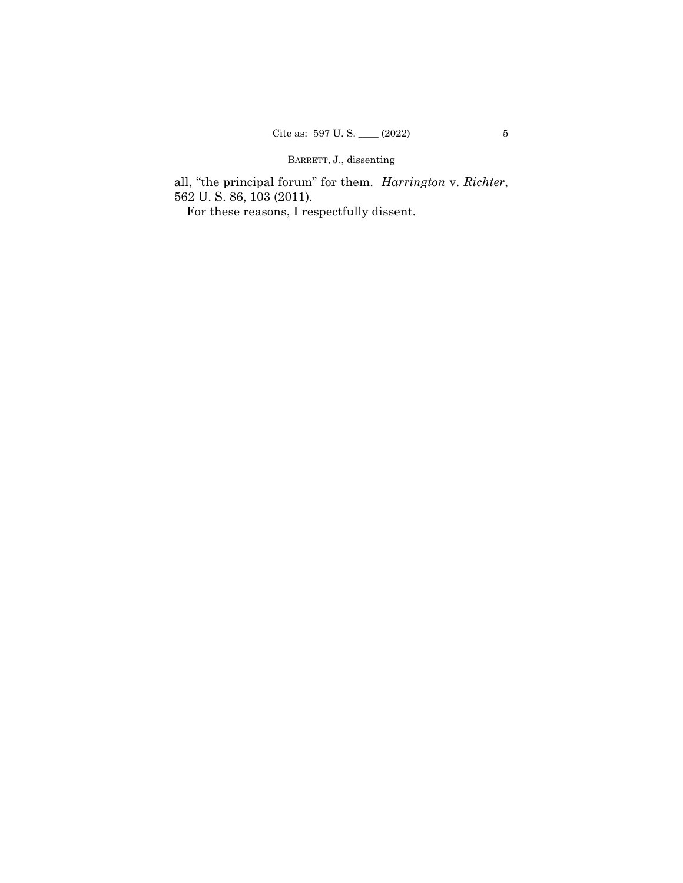all, "the principal forum" for them. *Harrington* v. *Richter*, 562 U. S. 86, 103 (2011).

For these reasons, I respectfully dissent.